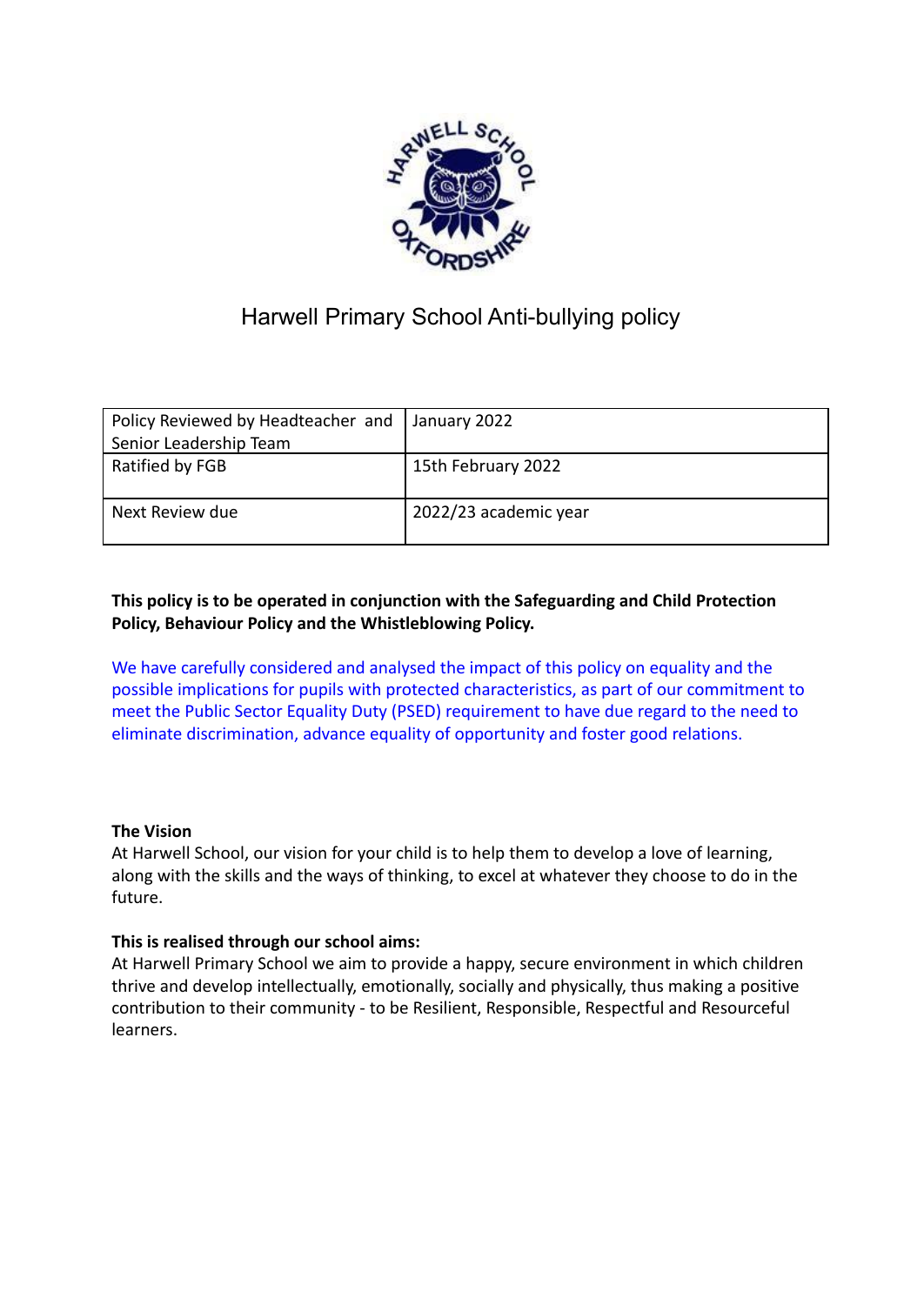# Harwell Primary School Anti-bullying policy

| Policy Reviewed by Headteacher and Senior Leadership Team | January 2022 |
|---|---|
| Ratified by FGB | 15th February 2022 |
| Next Review due | 2022/23 academic year |

**This policy is to be operated in conjunction with the Safeguarding and Child Protection Policy, Behaviour Policy and the Whistleblowing Policy.**

We have carefully considered and analysed the impact of this policy on equality and the possible implications for pupils with protected characteristics, as part of our commitment to meet the Public Sector Equality Duty (PSED) requirement to have due regard to the need to eliminate discrimination, advance equality of opportunity and foster good relations.

**The Vision**

At Harwell School, our vision for your child is to help them to develop a love of learning, along with the skills and the ways of thinking, to excel at whatever they choose to do in the future.

**This is realised through our school aims:**

At Harwell Primary School we aim to provide a happy, secure environment in which children thrive and develop intellectually, emotionally, socially and physically, thus making a positive contribution to their community - to be Resilient, Responsible, Respectful and Resourceful learners.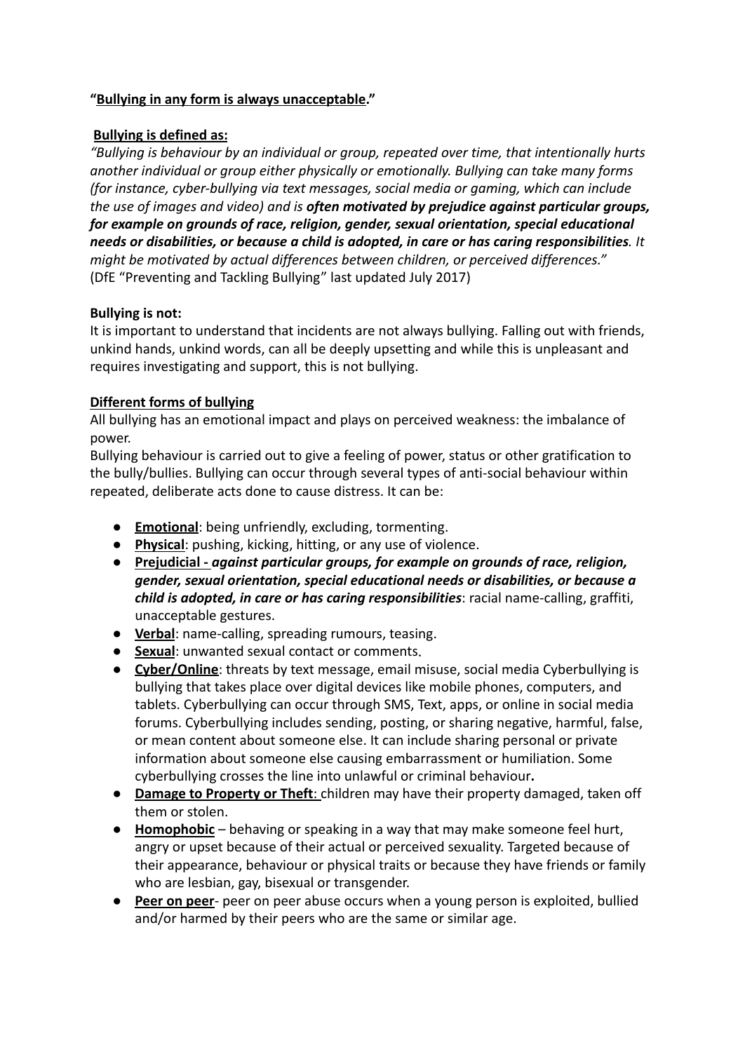**"Bullying in any form is always unacceptable."**

**Bullying is defined as:**

*"Bullying is behaviour by an individual or group, repeated over time, that intentionally hurts another individual or group either physically or emotionally. Bullying can take many forms (for instance, cyber-bullying via text messages, social media or gaming, which can include the use of images and video) and is* ***often motivated by prejudice against particular groups, for example on grounds of race, religion, gender, sexual orientation, special educational needs or disabilities, or because a child is adopted, in care or has caring responsibilities****. It might be motivated by actual differences between children, or perceived differences."*
(DfE "Preventing and Tackling Bullying" last updated July 2017)

**Bullying is not:**

It is important to understand that incidents are not always bullying. Falling out with friends, unkind hands, unkind words, can all be deeply upsetting and while this is unpleasant and requires investigating and support, this is not bullying.

**Different forms of bullying**

All bullying has an emotional impact and plays on perceived weakness: the imbalance of power.

Bullying behaviour is carried out to give a feeling of power, status or other gratification to the bully/bullies. Bullying can occur through several types of anti-social behaviour within repeated, deliberate acts done to cause distress. It can be:

- **Emotional**: being unfriendly, excluding, tormenting.
- **Physical**: pushing, kicking, hitting, or any use of violence.
- **Prejudicial -** ***against particular groups, for example on grounds of race, religion, gender, sexual orientation, special educational needs or disabilities, or because a child is adopted, in care or has caring responsibilities***: racial name-calling, graffiti, unacceptable gestures.
- **Verbal**: name-calling, spreading rumours, teasing.
- **Sexual**: unwanted sexual contact or comments.
- **Cyber/Online**: threats by text message, email misuse, social media Cyberbullying is bullying that takes place over digital devices like mobile phones, computers, and tablets. Cyberbullying can occur through SMS, Text, apps, or online in social media forums. Cyberbullying includes sending, posting, or sharing negative, harmful, false, or mean content about someone else. It can include sharing personal or private information about someone else causing embarrassment or humiliation. Some cyberbullying crosses the line into unlawful or criminal behaviour**.**
- **Damage to Property or Theft**: children may have their property damaged, taken off them or stolen.
- **Homophobic** – behaving or speaking in a way that may make someone feel hurt, angry or upset because of their actual or perceived sexuality. Targeted because of their appearance, behaviour or physical traits or because they have friends or family who are lesbian, gay, bisexual or transgender.
- **Peer on peer**- peer on peer abuse occurs when a young person is exploited, bullied and/or harmed by their peers who are the same or similar age.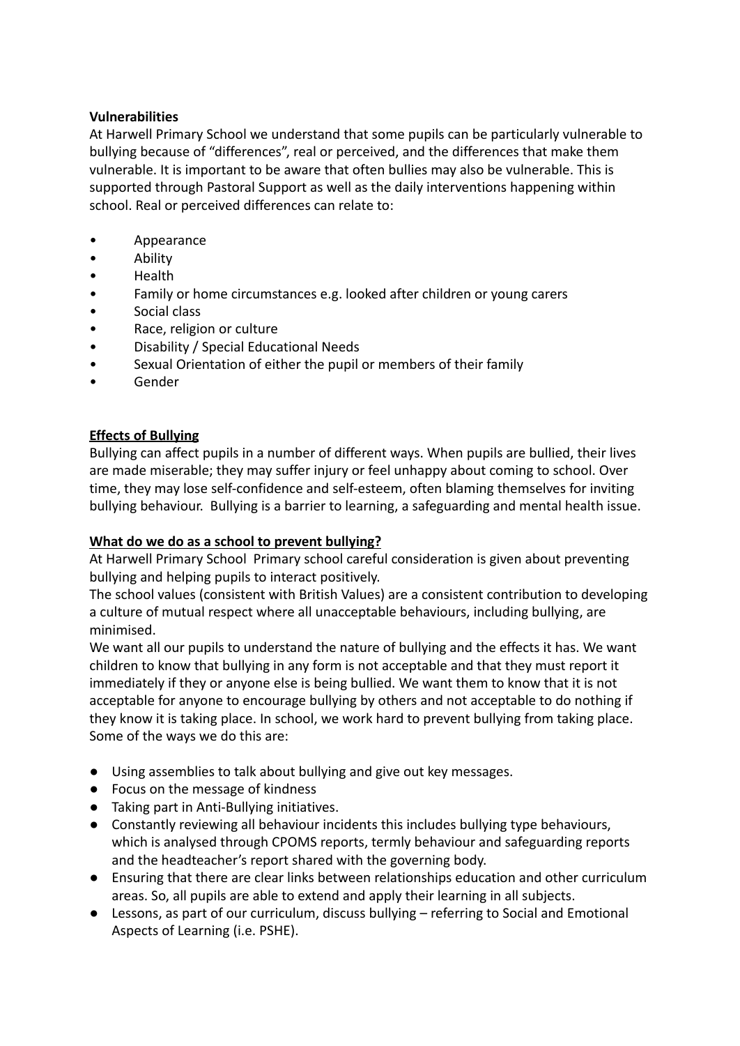**Vulnerabilities**

At Harwell Primary School we understand that some pupils can be particularly vulnerable to bullying because of "differences", real or perceived, and the differences that make them vulnerable. It is important to be aware that often bullies may also be vulnerable. This is supported through Pastoral Support as well as the daily interventions happening within school. Real or perceived differences can relate to:

- Appearance
- Ability
- Health
- Family or home circumstances e.g. looked after children or young carers
- Social class
- Race, religion or culture
- Disability / Special Educational Needs
- Sexual Orientation of either the pupil or members of their family
- Gender

**Effects of Bullying**

Bullying can affect pupils in a number of different ways. When pupils are bullied, their lives are made miserable; they may suffer injury or feel unhappy about coming to school. Over time, they may lose self-confidence and self-esteem, often blaming themselves for inviting bullying behaviour. Bullying is a barrier to learning, a safeguarding and mental health issue.

**What do we do as a school to prevent bullying?**

At Harwell Primary School Primary school careful consideration is given about preventing bullying and helping pupils to interact positively.

The school values (consistent with British Values) are a consistent contribution to developing a culture of mutual respect where all unacceptable behaviours, including bullying, are minimised.

We want all our pupils to understand the nature of bullying and the effects it has. We want children to know that bullying in any form is not acceptable and that they must report it immediately if they or anyone else is being bullied. We want them to know that it is not acceptable for anyone to encourage bullying by others and not acceptable to do nothing if they know it is taking place. In school, we work hard to prevent bullying from taking place. Some of the ways we do this are:

- Using assemblies to talk about bullying and give out key messages.
- Focus on the message of kindness
- Taking part in Anti-Bullying initiatives.
- Constantly reviewing all behaviour incidents this includes bullying type behaviours, which is analysed through CPOMS reports, termly behaviour and safeguarding reports and the headteacher's report shared with the governing body.
- Ensuring that there are clear links between relationships education and other curriculum areas. So, all pupils are able to extend and apply their learning in all subjects.
- Lessons, as part of our curriculum, discuss bullying – referring to Social and Emotional Aspects of Learning (i.e. PSHE).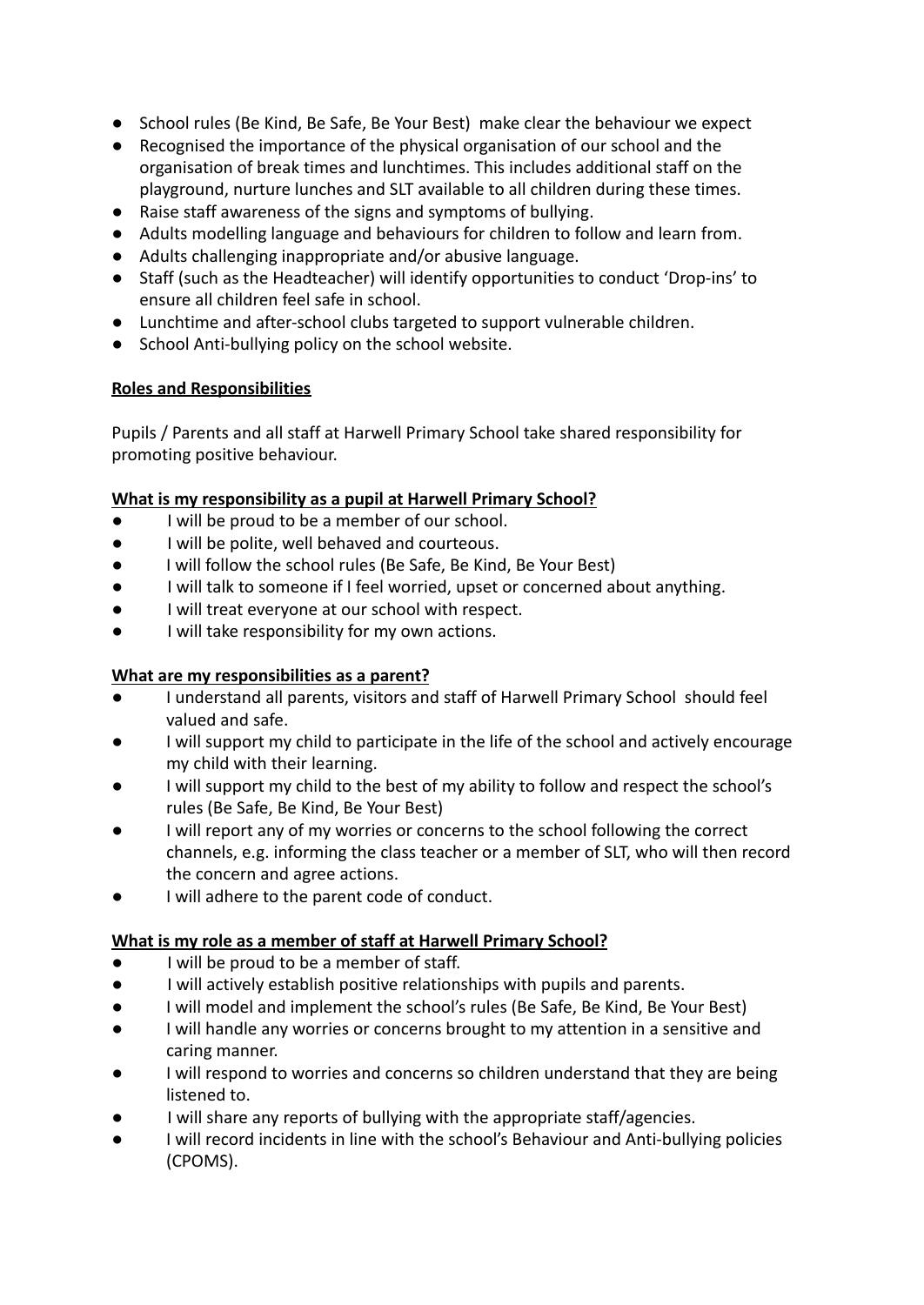- School rules (Be Kind, Be Safe, Be Your Best) make clear the behaviour we expect
- Recognised the importance of the physical organisation of our school and the organisation of break times and lunchtimes. This includes additional staff on the playground, nurture lunches and SLT available to all children during these times.
- Raise staff awareness of the signs and symptoms of bullying.
- Adults modelling language and behaviours for children to follow and learn from.
- Adults challenging inappropriate and/or abusive language.
- Staff (such as the Headteacher) will identify opportunities to conduct 'Drop-ins' to ensure all children feel safe in school.
- Lunchtime and after-school clubs targeted to support vulnerable children.
- School Anti-bullying policy on the school website.

**Roles and Responsibilities**

Pupils / Parents and all staff at Harwell Primary School take shared responsibility for promoting positive behaviour.

**What is my responsibility as a pupil at Harwell Primary School?**

- I will be proud to be a member of our school.
- I will be polite, well behaved and courteous.
- I will follow the school rules (Be Safe, Be Kind, Be Your Best)
- I will talk to someone if I feel worried, upset or concerned about anything.
- I will treat everyone at our school with respect.
- I will take responsibility for my own actions.

**What are my responsibilities as a parent?**

- I understand all parents, visitors and staff of Harwell Primary School should feel valued and safe.
- I will support my child to participate in the life of the school and actively encourage my child with their learning.
- I will support my child to the best of my ability to follow and respect the school's rules (Be Safe, Be Kind, Be Your Best)
- I will report any of my worries or concerns to the school following the correct channels, e.g. informing the class teacher or a member of SLT, who will then record the concern and agree actions.
- I will adhere to the parent code of conduct.

**What is my role as a member of staff at Harwell Primary School?**

- I will be proud to be a member of staff.
- I will actively establish positive relationships with pupils and parents.
- I will model and implement the school's rules (Be Safe, Be Kind, Be Your Best)
- I will handle any worries or concerns brought to my attention in a sensitive and caring manner.
- I will respond to worries and concerns so children understand that they are being listened to.
- I will share any reports of bullying with the appropriate staff/agencies.
- I will record incidents in line with the school's Behaviour and Anti-bullying policies (CPOMS).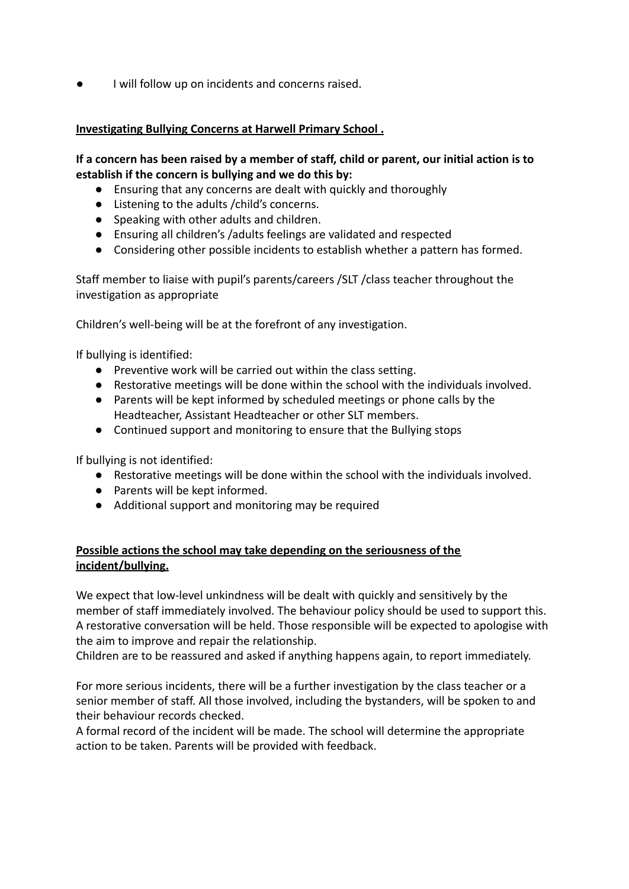- I will follow up on incidents and concerns raised.

**Investigating Bullying Concerns at Harwell Primary School .**

**If a concern has been raised by a member of staff, child or parent, our initial action is to establish if the concern is bullying and we do this by:**

- Ensuring that any concerns are dealt with quickly and thoroughly
- Listening to the adults /child's concerns.
- Speaking with other adults and children.
- Ensuring all children's /adults feelings are validated and respected
- Considering other possible incidents to establish whether a pattern has formed.

Staff member to liaise with pupil's parents/careers /SLT /class teacher throughout the investigation as appropriate

Children's well-being will be at the forefront of any investigation.

If bullying is identified:

- Preventive work will be carried out within the class setting.
- Restorative meetings will be done within the school with the individuals involved.
- Parents will be kept informed by scheduled meetings or phone calls by the Headteacher, Assistant Headteacher or other SLT members.
- Continued support and monitoring to ensure that the Bullying stops

If bullying is not identified:

- Restorative meetings will be done within the school with the individuals involved.
- Parents will be kept informed.
- Additional support and monitoring may be required

**Possible actions the school may take depending on the seriousness of the incident/bullying.**

We expect that low-level unkindness will be dealt with quickly and sensitively by the member of staff immediately involved. The behaviour policy should be used to support this. A restorative conversation will be held. Those responsible will be expected to apologise with the aim to improve and repair the relationship.
Children are to be reassured and asked if anything happens again, to report immediately.

For more serious incidents, there will be a further investigation by the class teacher or a senior member of staff. All those involved, including the bystanders, will be spoken to and their behaviour records checked.
A formal record of the incident will be made. The school will determine the appropriate action to be taken. Parents will be provided with feedback.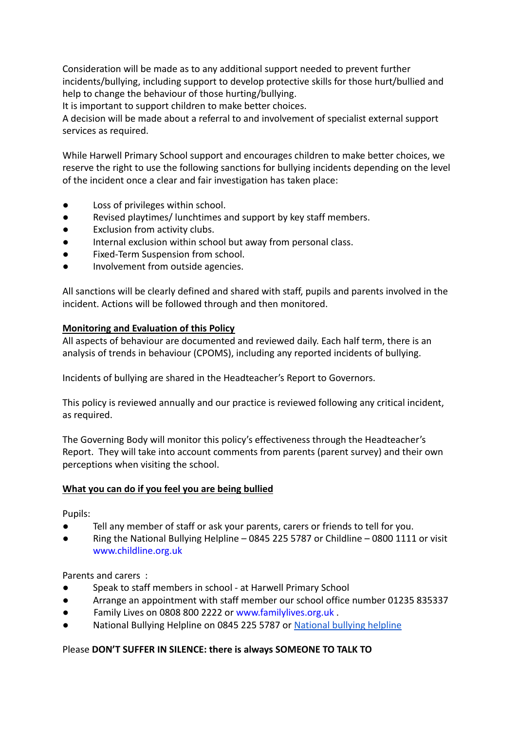Consideration will be made as to any additional support needed to prevent further incidents/bullying, including support to develop protective skills for those hurt/bullied and help to change the behaviour of those hurting/bullying.
It is important to support children to make better choices.
A decision will be made about a referral to and involvement of specialist external support services as required.

While Harwell Primary School support and encourages children to make better choices, we reserve the right to use the following sanctions for bullying incidents depending on the level of the incident once a clear and fair investigation has taken place:

- Loss of privileges within school.
- Revised playtimes/ lunchtimes and support by key staff members.
- Exclusion from activity clubs.
- Internal exclusion within school but away from personal class.
- Fixed-Term Suspension from school.
- Involvement from outside agencies.

All sanctions will be clearly defined and shared with staff, pupils and parents involved in the incident. Actions will be followed through and then monitored.

**Monitoring and Evaluation of this Policy**

All aspects of behaviour are documented and reviewed daily. Each half term, there is an analysis of trends in behaviour (CPOMS), including any reported incidents of bullying.

Incidents of bullying are shared in the Headteacher's Report to Governors.

This policy is reviewed annually and our practice is reviewed following any critical incident, as required.

The Governing Body will monitor this policy's effectiveness through the Headteacher's Report. They will take into account comments from parents (parent survey) and their own perceptions when visiting the school.

**What you can do if you feel you are being bullied**

Pupils:

- Tell any member of staff or ask your parents, carers or friends to tell for you.
- Ring the National Bullying Helpline – 0845 225 5787 or Childline – 0800 1111 or visit www.childline.org.uk

Parents and carers :

- Speak to staff members in school - at Harwell Primary School
- Arrange an appointment with staff member our school office number 01235 835337
- Family Lives on 0808 800 2222 or www.familylives.org.uk .
- National Bullying Helpline on 0845 225 5787 or National bullying helpline

Please **DON'T SUFFER IN SILENCE: there is always SOMEONE TO TALK TO**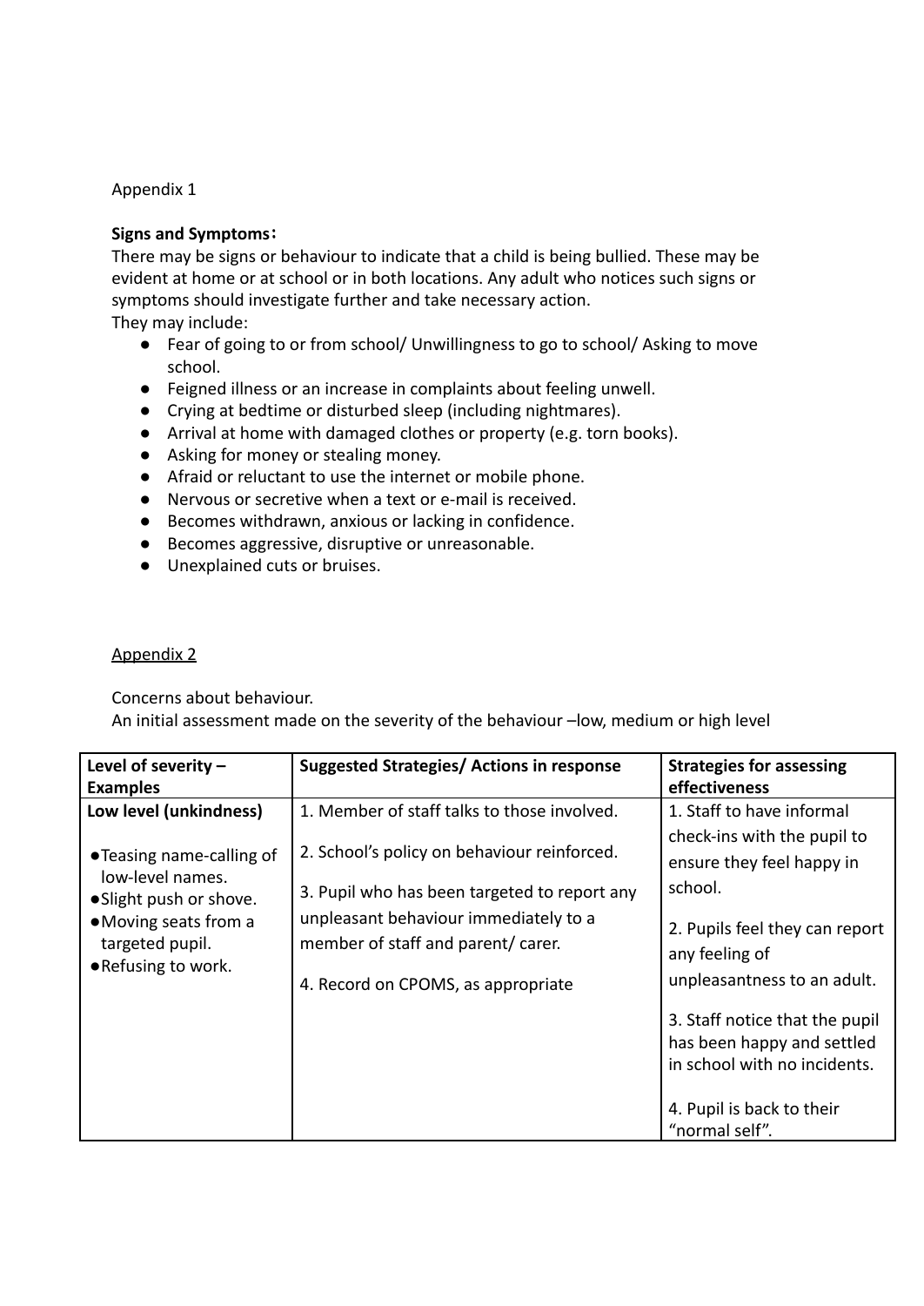Appendix 1

**Signs and Symptoms:**

There may be signs or behaviour to indicate that a child is being bullied. These may be evident at home or at school or in both locations. Any adult who notices such signs or symptoms should investigate further and take necessary action.

They may include:

- Fear of going to or from school/ Unwillingness to go to school/ Asking to move school.
- Feigned illness or an increase in complaints about feeling unwell.
- Crying at bedtime or disturbed sleep (including nightmares).
- Arrival at home with damaged clothes or property (e.g. torn books).
- Asking for money or stealing money.
- Afraid or reluctant to use the internet or mobile phone.
- Nervous or secretive when a text or e-mail is received.
- Becomes withdrawn, anxious or lacking in confidence.
- Becomes aggressive, disruptive or unreasonable.
- Unexplained cuts or bruises.

<u>Appendix 2</u>

Concerns about behaviour.

An initial assessment made on the severity of the behaviour –low, medium or high level

| **Level of severity – Examples** | **Suggested Strategies/ Actions in response** | **Strategies for assessing effectiveness** |
|---|---|---|
| **Low level (unkindness)**<br><br>• Teasing name-calling of low-level names.<br>• Slight push or shove.<br>• Moving seats from a targeted pupil.<br>• Refusing to work. | 1. Member of staff talks to those involved.<br><br>2. School's policy on behaviour reinforced.<br><br>3. Pupil who has been targeted to report any unpleasant behaviour immediately to a member of staff and parent/ carer.<br><br>4. Record on CPOMS, as appropriate | 1. Staff to have informal check-ins with the pupil to ensure they feel happy in school.<br><br>2. Pupils feel they can report any feeling of unpleasantness to an adult.<br><br>3. Staff notice that the pupil has been happy and settled in school with no incidents.<br><br>4. Pupil is back to their "normal self". |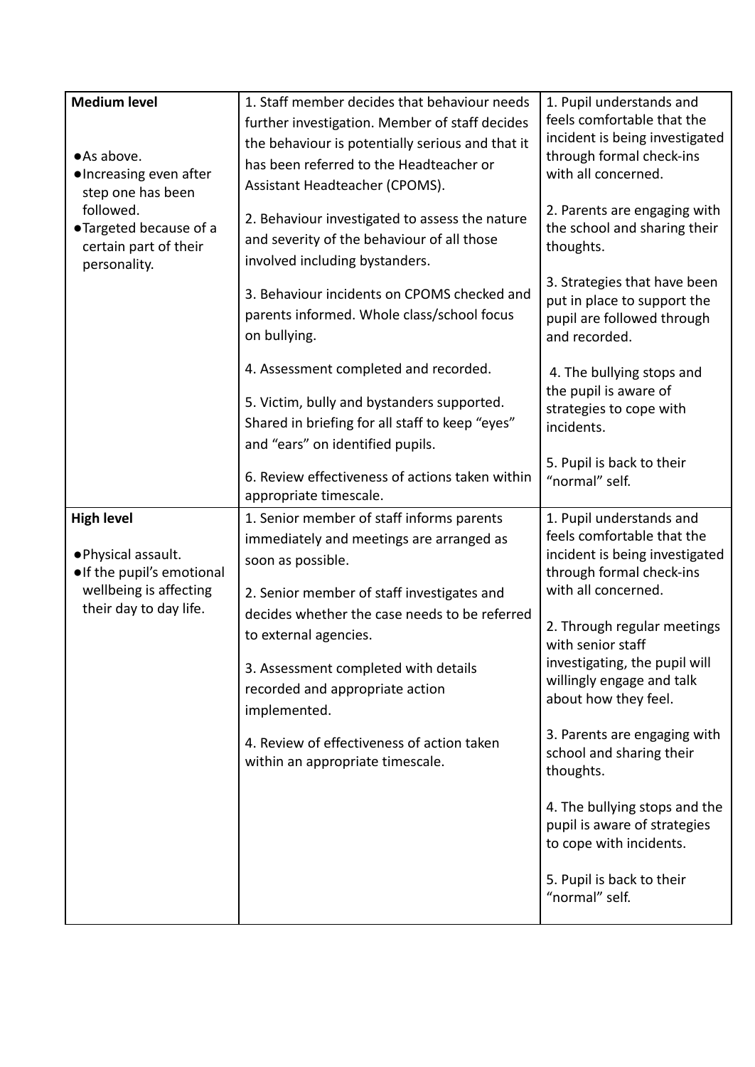| | | |
|---|---|---|
| **Medium level**<br><br>• As above.<br>• Increasing even after step one has been followed.<br>• Targeted because of a certain part of their personality. | 1. Staff member decides that behaviour needs further investigation. Member of staff decides the behaviour is potentially serious and that it has been referred to the Headteacher or Assistant Headteacher (CPOMS).<br><br>2. Behaviour investigated to assess the nature and severity of the behaviour of all those involved including bystanders.<br><br>3. Behaviour incidents on CPOMS checked and parents informed. Whole class/school focus on bullying.<br><br>4. Assessment completed and recorded.<br><br>5. Victim, bully and bystanders supported. Shared in briefing for all staff to keep "eyes" and "ears" on identified pupils.<br><br>6. Review effectiveness of actions taken within appropriate timescale. | 1. Pupil understands and feels comfortable that the incident is being investigated through formal check-ins with all concerned.<br><br>2. Parents are engaging with the school and sharing their thoughts.<br><br>3. Strategies that have been put in place to support the pupil are followed through and recorded.<br><br>4. The bullying stops and the pupil is aware of strategies to cope with incidents.<br><br>5. Pupil is back to their "normal" self. |
| **High level**<br><br>• Physical assault.<br>• If the pupil's emotional wellbeing is affecting their day to day life. | 1. Senior member of staff informs parents immediately and meetings are arranged as soon as possible.<br><br>2. Senior member of staff investigates and decides whether the case needs to be referred to external agencies.<br><br>3. Assessment completed with details recorded and appropriate action implemented.<br><br>4. Review of effectiveness of action taken within an appropriate timescale. | 1. Pupil understands and feels comfortable that the incident is being investigated through formal check-ins with all concerned.<br><br>2. Through regular meetings with senior staff investigating, the pupil will willingly engage and talk about how they feel.<br><br>3. Parents are engaging with school and sharing their thoughts.<br><br>4. The bullying stops and the pupil is aware of strategies to cope with incidents.<br><br>5. Pupil is back to their "normal" self. |